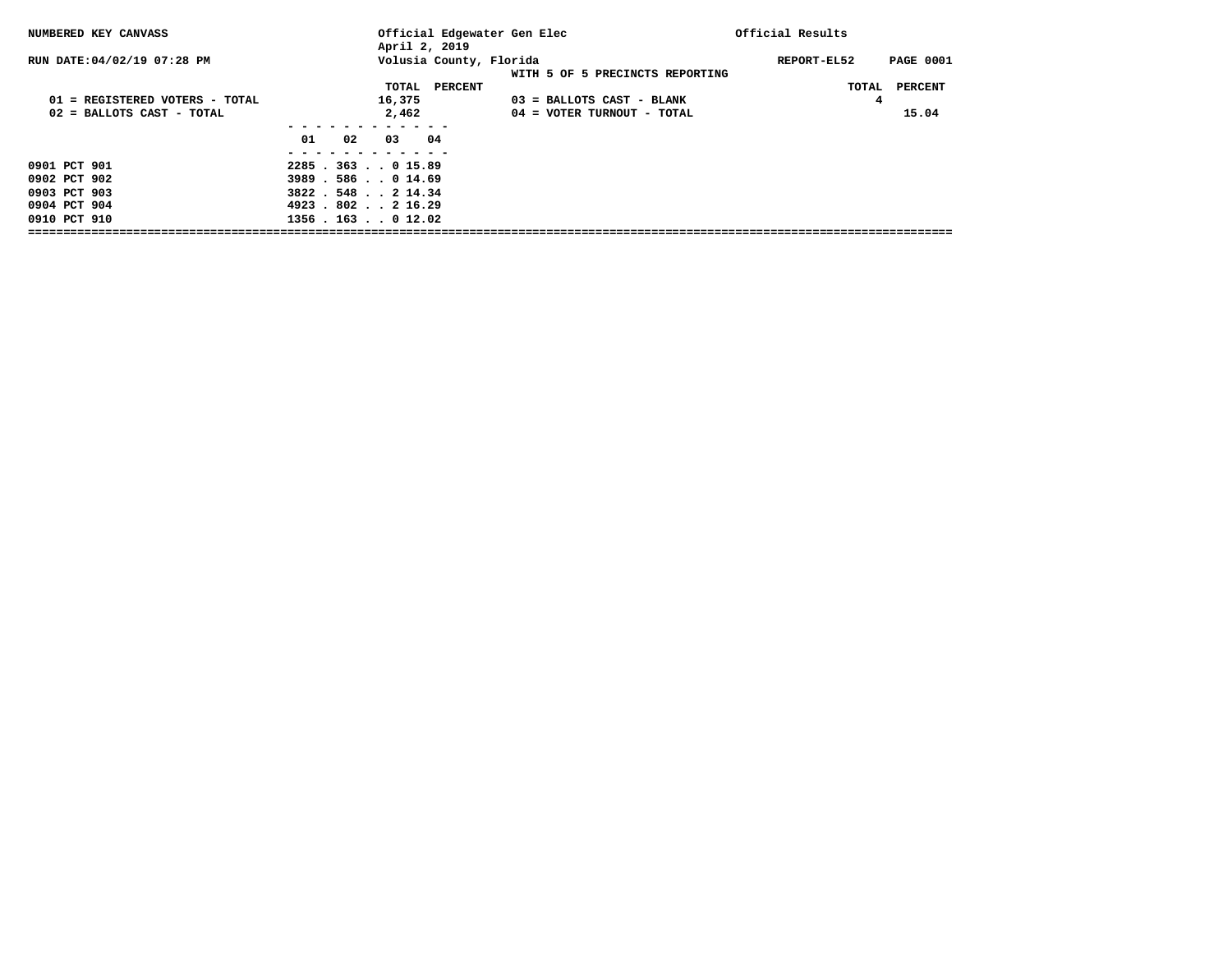NUMBERED KEY CANVASS — Official Edgewater Gen Elec — Official Results

April 2, 2019

RUN DATE:04/02/19 07:28 PM — Volusia County, Florida — REPORT-EL52 PAGE 0001

WITH 5 OF 5 PRECINCTS REPORTING

| | TOTAL | PERCENT |
|---|---|---|
| 01 = REGISTERED VOTERS - TOTAL | 16,375 | |
| 02 = BALLOTS CAST - TOTAL | 2,462 | |
| 03 = BALLOTS CAST - BLANK | 4 | |
| 04 = VOTER TURNOUT - TOTAL | | 15.04 |

| | 01 | 02 | 03 | 04 |
|---|---|---|---|---|
| 0901 PCT 901 | 2285 | 363 | 0 | 15.89 |
| 0902 PCT 902 | 3989 | 586 | 0 | 14.69 |
| 0903 PCT 903 | 3822 | 548 | 2 | 14.34 |
| 0904 PCT 904 | 4923 | 802 | 2 | 16.29 |
| 0910 PCT 910 | 1356 | 163 | 0 | 12.02 |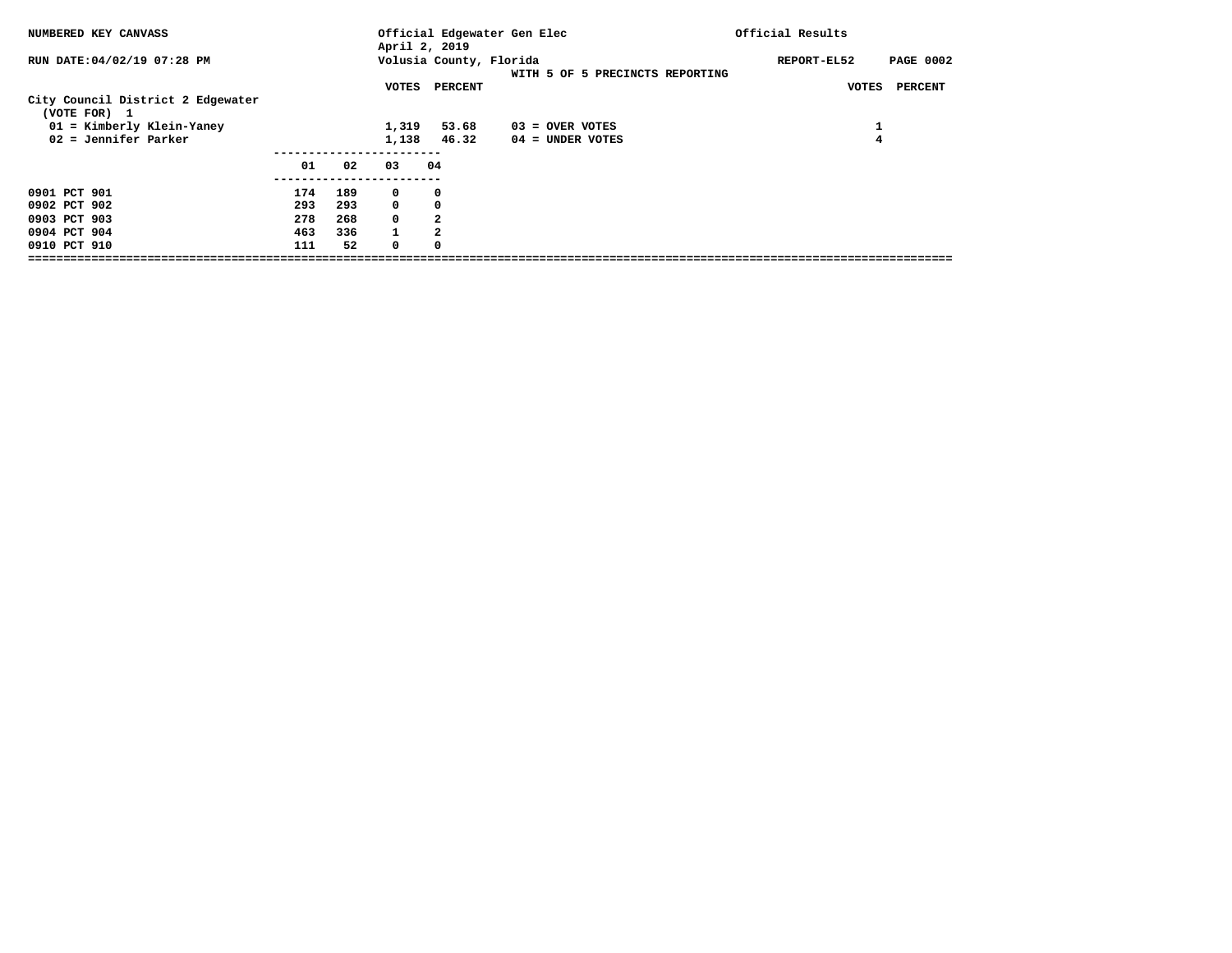NUMBERED KEY CANVASS

RUN DATE:04/02/19 07:28 PM

Official Edgewater Gen Elec
April 2, 2019
Volusia County, Florida

WITH 5 OF 5 PRECINCTS REPORTING

Official Results

REPORT-EL52 PAGE 0002

City Council District 2 Edgewater
(VOTE FOR) 1

| | VOTES | PERCENT | | VOTES | PERCENT |
|---|---|---|---|---|---|
| 01 = Kimberly Klein-Yaney | 1,319 | 53.68 | 03 = OVER VOTES | 1 | |
| 02 = Jennifer Parker | 1,138 | 46.32 | 04 = UNDER VOTES | 4 | |

| | 01 | 02 | 03 | 04 |
|---|---|---|---|---|
| 0901 PCT 901 | 174 | 189 | 0 | 0 |
| 0902 PCT 902 | 293 | 293 | 0 | 0 |
| 0903 PCT 903 | 278 | 268 | 0 | 2 |
| 0904 PCT 904 | 463 | 336 | 1 | 2 |
| 0910 PCT 910 | 111 | 52 | 0 | 0 |